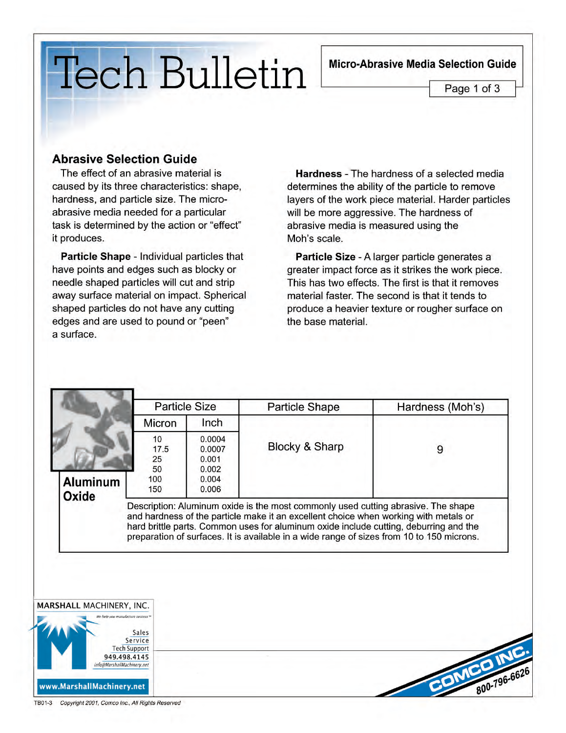# Tech Bulletin

**Micro-Abrasive Media Selection Guide**

## Abrasive Selection Guide

The effect of an abrasive material is caused by its three characteristics: shape, hardness, and particle size. The micro-abrasive media needed for a particular task is determined by the action or "effect" it produces.

**Particle Shape** - Individual particles that have points and edges such as blocky or needle shaped particles will cut and strip away surface material on impact. Spherical shaped particles do not have any cutting edges and are used to pound or "peen" a surface.

**Hardness** - The hardness of a selected media determines the ability of the particle to remove layers of the work piece material. Harder particles will be more aggressive. The hardness of abrasive media is measured using the Moh's scale.

**Particle Size** - A larger particle generates a greater impact force as it strikes the work piece. This has two effects. The first is that it removes material faster. The second is that it tends to produce a heavier texture or rougher surface on the base material.

### Aluminum Oxide

| Particle Size | | Particle Shape | Hardness (Moh's) |
|---|---|---|---|
| Micron | Inch | | |
| 10<br>17.5<br>25<br>50<br>100<br>150 | 0.0004<br>0.0007<br>0.001<br>0.002<br>0.004<br>0.006 | Blocky & Sharp | 9 |

Description: Aluminum oxide is the most commonly used cutting abrasive. The shape and hardness of the particle make it an excellent choice when working with metals or hard brittle parts. Common uses for aluminum oxide include cutting, deburring and the preparation of surfaces. It is available in a wide range of sizes from 10 to 150 microns.

MARSHALL MACHINERY, INC.
*We help you manufacture success*™
Sales
Service
Tech Support
949.498.4145
info@MarshallMachinery.net
www.MarshallMachinery.net

COMCO INC. 800-796-6626

TB01-3 *Copyright 2001, Comco Inc., All Rights Reserved*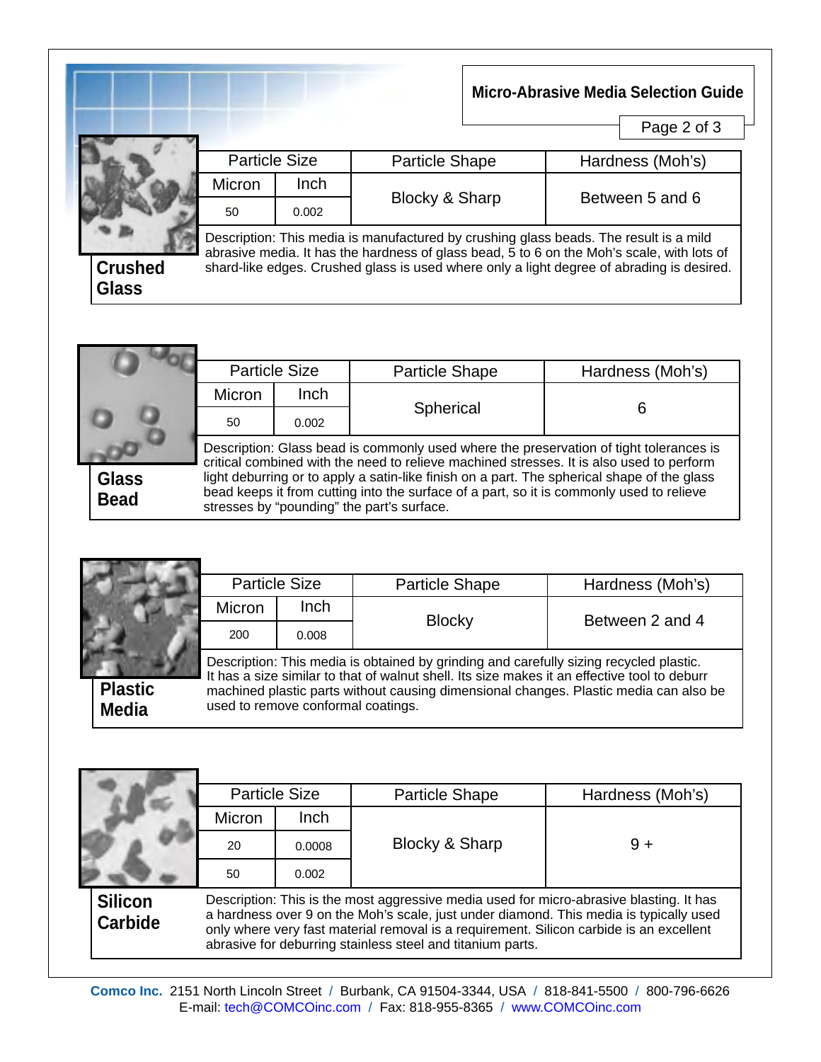## Crushed Glass

| Particle Size | | Particle Shape | Hardness (Moh's) |
|---|---|---|---|
| Micron | Inch | Blocky & Sharp | Between 5 and 6 |
| 50 | 0.002 | | |

Description: This media is manufactured by crushing glass beads. The result is a mild abrasive media. It has the hardness of glass bead, 5 to 6 on the Moh's scale, with lots of shard-like edges. Crushed glass is used where only a light degree of abrading is desired.

## Glass Bead

| Particle Size | | Particle Shape | Hardness (Moh's) |
|---|---|---|---|
| Micron | Inch | Spherical | 6 |
| 50 | 0.002 | | |

Description: Glass bead is commonly used where the preservation of tight tolerances is critical combined with the need to relieve machined stresses. It is also used to perform light deburring or to apply a satin-like finish on a part. The spherical shape of the glass bead keeps it from cutting into the surface of a part, so it is commonly used to relieve stresses by "pounding" the part's surface.

## Plastic Media

| Particle Size | | Particle Shape | Hardness (Moh's) |
|---|---|---|---|
| Micron | Inch | Blocky | Between 2 and 4 |
| 200 | 0.008 | | |

Description: This media is obtained by grinding and carefully sizing recycled plastic. It has a size similar to that of walnut shell. Its size makes it an effective tool to deburr machined plastic parts without causing dimensional changes. Plastic media can also be used to remove conformal coatings.

## Silicon Carbide

| Particle Size | | Particle Shape | Hardness (Moh's) |
|---|---|---|---|
| Micron | Inch | Blocky & Sharp | 9 + |
| 20 | 0.0008 | | |
| 50 | 0.002 | | |

Description: This is the most aggressive media used for micro-abrasive blasting. It has a hardness over 9 on the Moh's scale, just under diamond. This media is typically used only where very fast material removal is a requirement. Silicon carbide is an excellent abrasive for deburring stainless steel and titanium parts.

**Comco Inc.** 2151 North Lincoln Street / Burbank, CA 91504-3344, USA / 818-841-5500 / 800-796-6626
E-mail: tech@COMCOinc.com / Fax: 818-955-8365 / www.COMCOinc.com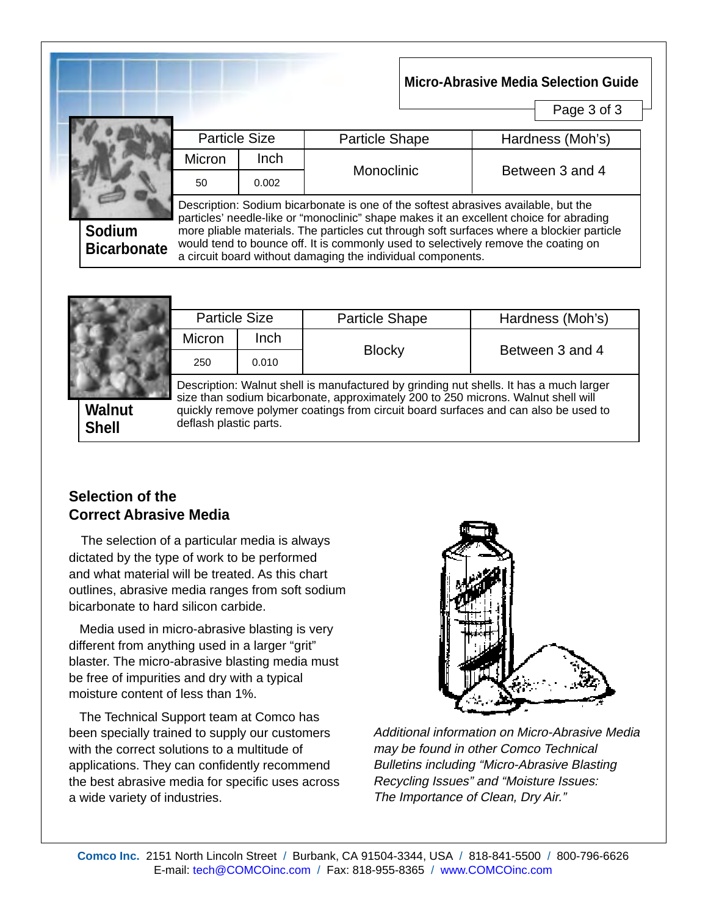## Sodium Bicarbonate

| Particle Size | | Particle Shape | Hardness (Moh's) |
|---|---|---|---|
| Micron | Inch | Monoclinic | Between 3 and 4 |
| 50 | 0.002 | | |

Description: Sodium bicarbonate is one of the softest abrasives available, but the particles' needle-like or "monoclinic" shape makes it an excellent choice for abrading more pliable materials. The particles cut through soft surfaces where a blockier particle would tend to bounce off. It is commonly used to selectively remove the coating on a circuit board without damaging the individual components.

## Walnut Shell

| Particle Size | | Particle Shape | Hardness (Moh's) |
|---|---|---|---|
| Micron | Inch | Blocky | Between 3 and 4 |
| 250 | 0.010 | | |

Description: Walnut shell is manufactured by grinding nut shells. It has a much larger size than sodium bicarbonate, approximately 200 to 250 microns. Walnut shell will quickly remove polymer coatings from circuit board surfaces and can also be used to deflash plastic parts.

## Selection of the Correct Abrasive Media

The selection of a particular media is always dictated by the type of work to be performed and what material will be treated. As this chart outlines, abrasive media ranges from soft sodium bicarbonate to hard silicon carbide.

Media used in micro-abrasive blasting is very different from anything used in a larger "grit" blaster. The micro-abrasive blasting media must be free of impurities and dry with a typical moisture content of less than 1%.

The Technical Support team at Comco has been specially trained to supply our customers with the correct solutions to a multitude of applications. They can confidently recommend the best abrasive media for specific uses across a wide variety of industries.

*Additional information on Micro-Abrasive Media may be found in other Comco Technical Bulletins including "Micro-Abrasive Blasting Recycling Issues" and "Moisture Issues: The Importance of Clean, Dry Air."*

**Comco Inc.** 2151 North Lincoln Street / Burbank, CA 91504-3344, USA / 818-841-5500 / 800-796-6626
E-mail: tech@COMCOinc.com / Fax: 818-955-8365 / www.COMCOinc.com